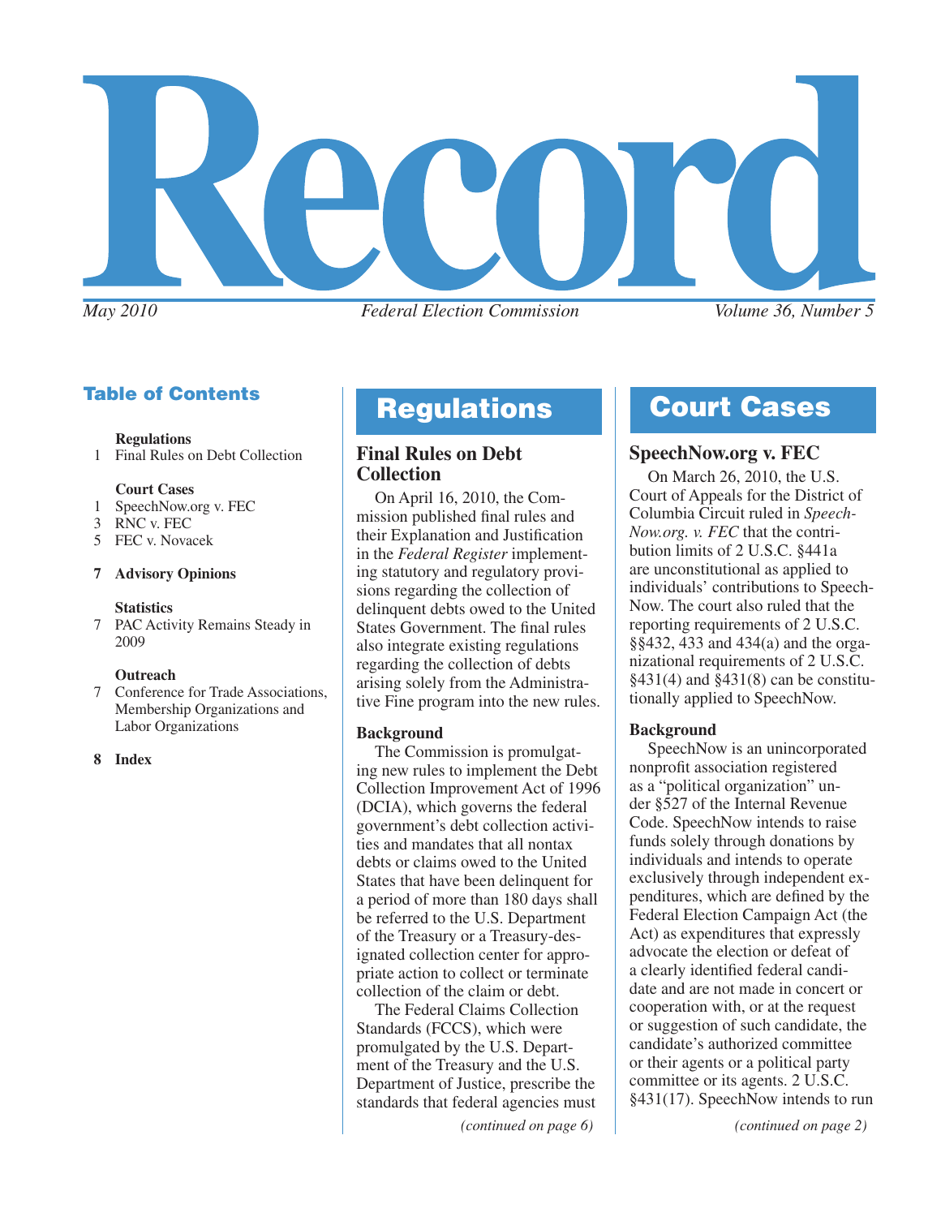# Record

*May 2010* *Federal Election Commission* *Volume 36, Number 5*

## Table of Contents

**Regulations**
1 Final Rules on Debt Collection

**Court Cases**
1 SpeechNow.org v. FEC
3 RNC v. FEC
5 FEC v. Novacek

**7 Advisory Opinions**

**Statistics**
7 PAC Activity Remains Steady in 2009

**Outreach**
7 Conference for Trade Associations, Membership Organizations and Labor Organizations

**8 Index**

## Regulations

### Final Rules on Debt Collection

On April 16, 2010, the Commission published final rules and their Explanation and Justification in the *Federal Register* implementing statutory and regulatory provisions regarding the collection of delinquent debts owed to the United States Government. The final rules also integrate existing regulations regarding the collection of debts arising solely from the Administrative Fine program into the new rules.

#### Background

The Commission is promulgating new rules to implement the Debt Collection Improvement Act of 1996 (DCIA), which governs the federal government's debt collection activities and mandates that all nontax debts or claims owed to the United States that have been delinquent for a period of more than 180 days shall be referred to the U.S. Department of the Treasury or a Treasury-designated collection center for appropriate action to collect or terminate collection of the claim or debt.

The Federal Claims Collection Standards (FCCS), which were promulgated by the U.S. Department of the Treasury and the U.S. Department of Justice, prescribe the standards that federal agencies must

*(continued on page 6)*

## Court Cases

### SpeechNow.org v. FEC

On March 26, 2010, the U.S. Court of Appeals for the District of Columbia Circuit ruled in *SpeechNow.org. v. FEC* that the contribution limits of 2 U.S.C. §441a are unconstitutional as applied to individuals' contributions to SpeechNow. The court also ruled that the reporting requirements of 2 U.S.C. §§432, 433 and 434(a) and the organizational requirements of 2 U.S.C. §431(4) and §431(8) can be constitutionally applied to SpeechNow.

#### Background

SpeechNow is an unincorporated nonprofit association registered as a "political organization" under §527 of the Internal Revenue Code. SpeechNow intends to raise funds solely through donations by individuals and intends to operate exclusively through independent expenditures, which are defined by the Federal Election Campaign Act (the Act) as expenditures that expressly advocate the election or defeat of a clearly identified federal candidate and are not made in concert or cooperation with, or at the request or suggestion of such candidate, the candidate's authorized committee or their agents or a political party committee or its agents. 2 U.S.C. §431(17). SpeechNow intends to run

*(continued on page 2)*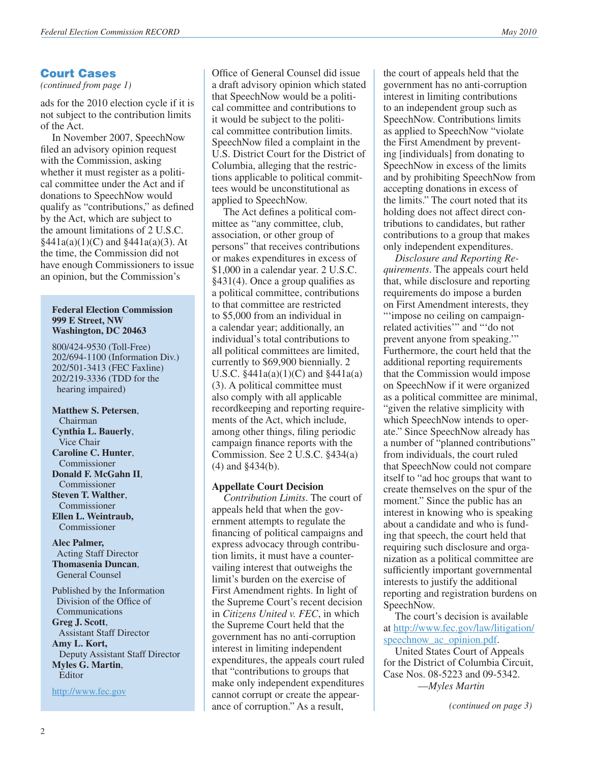## Court Cases

*(continued from page 1)*

ads for the 2010 election cycle if it is not subject to the contribution limits of the Act.

In November 2007, SpeechNow filed an advisory opinion request with the Commission, asking whether it must register as a political committee under the Act and if donations to SpeechNow would qualify as "contributions," as defined by the Act, which are subject to the amount limitations of 2 U.S.C. §441a(a)(1)(C) and §441a(a)(3). At the time, the Commission did not have enough Commissioners to issue an opinion, but the Commission's Office of General Counsel did issue a draft advisory opinion which stated that SpeechNow would be a political committee and contributions to it would be subject to the political committee contribution limits. SpeechNow filed a complaint in the U.S. District Court for the District of Columbia, alleging that the restrictions applicable to political committees would be unconstitutional as applied to SpeechNow.

The Act defines a political committee as "any committee, club, association, or other group of persons" that receives contributions or makes expenditures in excess of $1,000 in a calendar year. 2 U.S.C. §431(4). Once a group qualifies as a political committee, contributions to that committee are restricted to $5,000 from an individual in a calendar year; additionally, an individual's total contributions to all political committees are limited, currently to $69,900 biennially. 2 U.S.C. §441a(a)(1)(C) and §441a(a)(3). A political committee must also comply with all applicable recordkeeping and reporting requirements of the Act, which include, among other things, filing periodic campaign finance reports with the Commission. See 2 U.S.C. §434(a)(4) and §434(b).

### Appellate Court Decision

*Contribution Limits*. The court of appeals held that when the government attempts to regulate the financing of political campaigns and express advocacy through contribution limits, it must have a countervailing interest that outweighs the limit's burden on the exercise of First Amendment rights. In light of the Supreme Court's recent decision in *Citizens United v. FEC*, in which the Supreme Court held that the government has no anti-corruption interest in limiting independent expenditures, the appeals court ruled that "contributions to groups that make only independent expenditures cannot corrupt or create the appearance of corruption." As a result, the court of appeals held that the government has no anti-corruption interest in limiting contributions to an independent group such as SpeechNow. Contributions limits as applied to SpeechNow "violate the First Amendment by preventing [individuals] from donating to SpeechNow in excess of the limits and by prohibiting SpeechNow from accepting donations in excess of the limits." The court noted that its holding does not affect direct contributions to candidates, but rather contributions to a group that makes only independent expenditures.

*Disclosure and Reporting Requirements*. The appeals court held that, while disclosure and reporting requirements do impose a burden on First Amendment interests, they "'impose no ceiling on campaign-related activities'" and "'do not prevent anyone from speaking.'" Furthermore, the court held that the additional reporting requirements that the Commission would impose on SpeechNow if it were organized as a political committee are minimal, "given the relative simplicity with which SpeechNow intends to operate." Since SpeechNow already has a number of "planned contributions" from individuals, the court ruled that SpeechNow could not compare itself to "ad hoc groups that want to create themselves on the spur of the moment." Since the public has an interest in knowing who is speaking about a candidate and who is funding that speech, the court held that requiring such disclosure and organization as a political committee are sufficiently important governmental interests to justify the additional reporting and registration burdens on SpeechNow.

The court's decision is available at http://www.fec.gov/law/litigation/speechnow_ac_opinion.pdf.

United States Court of Appeals for the District of Columbia Circuit, Case Nos. 08-5223 and 09-5342.

—*Myles Martin*

*(continued on page 3)*

---

**Federal Election Commission**
**999 E Street, NW**
**Washington, DC 20463**

800/424-9530 (Toll-Free)
202/694-1100 (Information Div.)
202/501-3413 (FEC Faxline)
202/219-3336 (TDD for the hearing impaired)

**Matthew S. Petersen**, Chairman
**Cynthia L. Bauerly**, Vice Chair
**Caroline C. Hunter**, Commissioner
**Donald F. McGahn II**, Commissioner
**Steven T. Walther**, Commissioner
**Ellen L. Weintraub,** Commissioner

**Alec Palmer,** Acting Staff Director
**Thomasenia Duncan**, General Counsel

Published by the Information Division of the Office of Communications
**Greg J. Scott**, Assistant Staff Director
**Amy L. Kort,** Deputy Assistant Staff Director
**Myles G. Martin**, Editor

http://www.fec.gov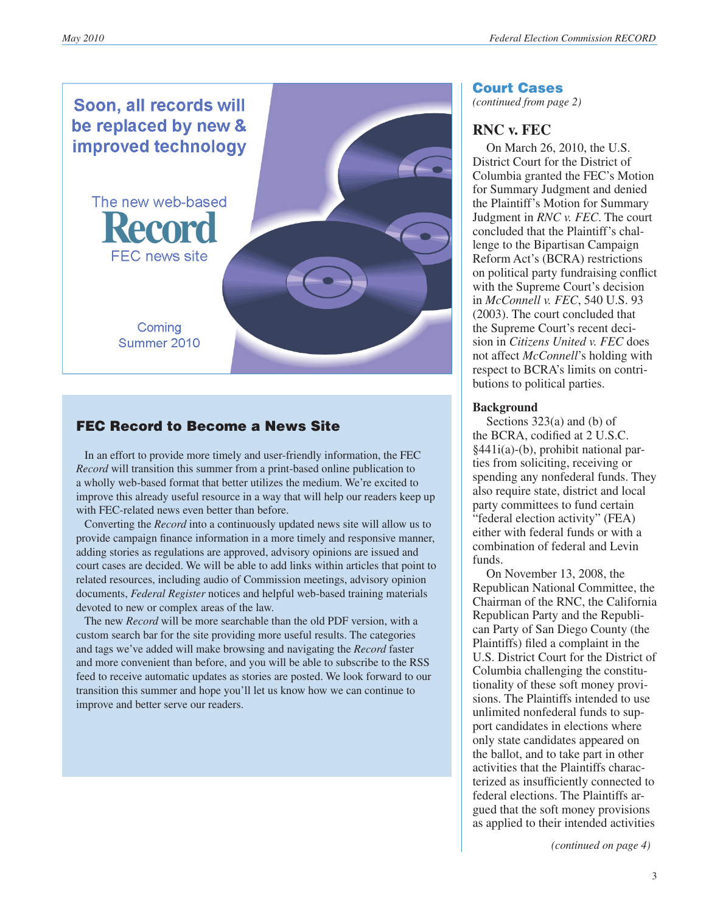Soon, all records will be replaced by new & improved technology

The new web-based **Record** FEC news site

Coming Summer 2010

## FEC Record to Become a News Site

In an effort to provide more timely and user-friendly information, the FEC *Record* will transition this summer from a print-based online publication to a wholly web-based format that better utilizes the medium. We're excited to improve this already useful resource in a way that will help our readers keep up with FEC-related news even better than before.

Converting the *Record* into a continuously updated news site will allow us to provide campaign finance information in a more timely and responsive manner, adding stories as regulations are approved, advisory opinions are issued and court cases are decided. We will be able to add links within articles that point to related resources, including audio of Commission meetings, advisory opinion documents, *Federal Register* notices and helpful web-based training materials devoted to new or complex areas of the law.

The new *Record* will be more searchable than the old PDF version, with a custom search bar for the site providing more useful results. The categories and tags we've added will make browsing and navigating the *Record* faster and more convenient than before, and you will be able to subscribe to the RSS feed to receive automatic updates as stories are posted. We look forward to our transition this summer and hope you'll let us know how we can continue to improve and better serve our readers.

## Court Cases

*(continued from page 2)*

### RNC v. FEC

On March 26, 2010, the U.S. District Court for the District of Columbia granted the FEC's Motion for Summary Judgment and denied the Plaintiff's Motion for Summary Judgment in *RNC v. FEC*. The court concluded that the Plaintiff's challenge to the Bipartisan Campaign Reform Act's (BCRA) restrictions on political party fundraising conflict with the Supreme Court's decision in *McConnell v. FEC*, 540 U.S. 93 (2003). The court concluded that the Supreme Court's recent decision in *Citizens United v. FEC* does not affect *McConnell*'s holding with respect to BCRA's limits on contributions to political parties.

**Background**

Sections 323(a) and (b) of the BCRA, codified at 2 U.S.C. §441i(a)-(b), prohibit national parties from soliciting, receiving or spending any nonfederal funds. They also require state, district and local party committees to fund certain "federal election activity" (FEA) either with federal funds or with a combination of federal and Levin funds.

On November 13, 2008, the Republican National Committee, the Chairman of the RNC, the California Republican Party and the Republican Party of San Diego County (the Plaintiffs) filed a complaint in the U.S. District Court for the District of Columbia challenging the constitutionality of these soft money provisions. The Plaintiffs intended to use unlimited nonfederal funds to support candidates in elections where only state candidates appeared on the ballot, and to take part in other activities that the Plaintiffs characterized as insufficiently connected to federal elections. The Plaintiffs argued that the soft money provisions as applied to their intended activities

*(continued on page 4)*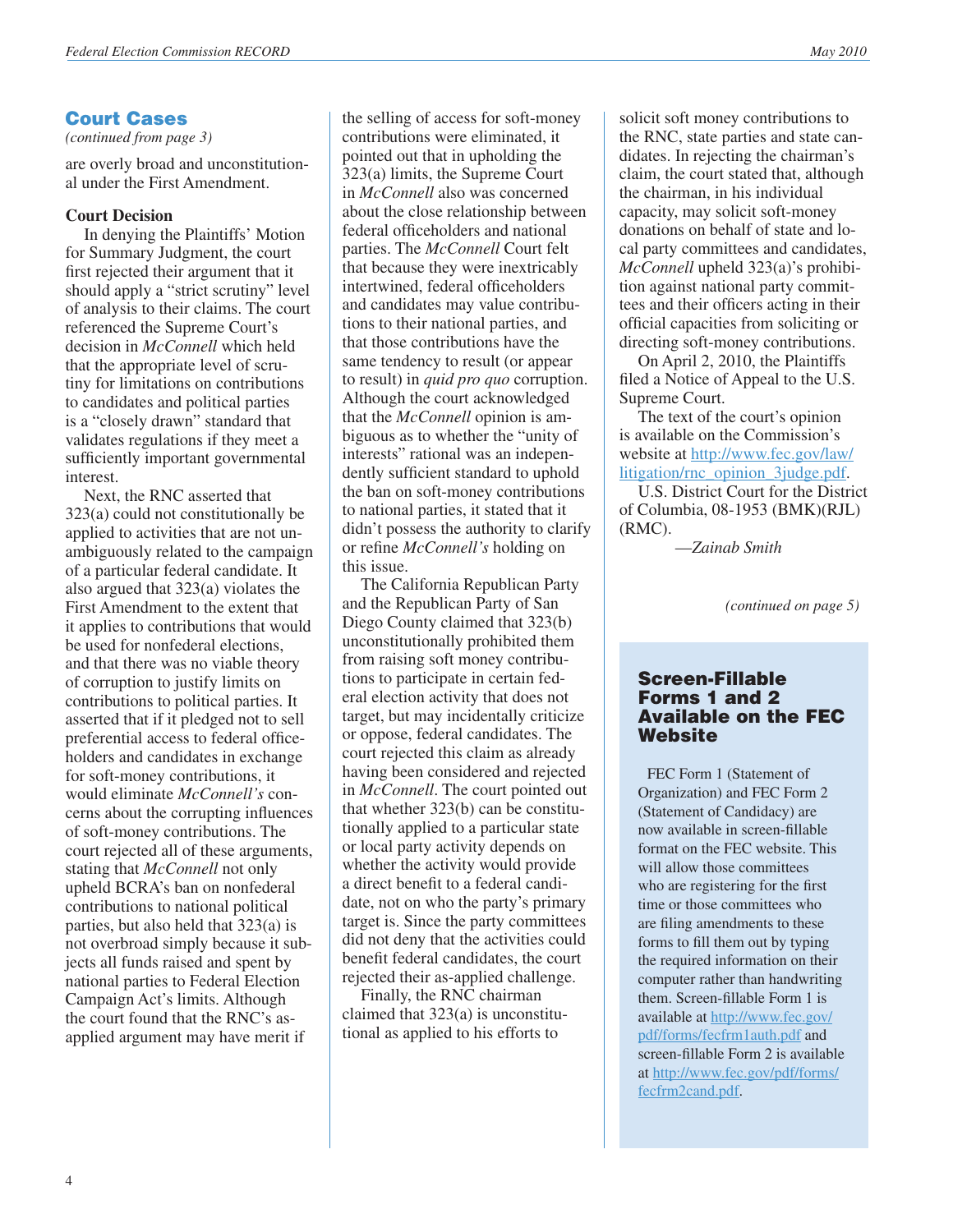## Court Cases

*(continued from page 3)*

are overly broad and unconstitutional under the First Amendment.

**Court Decision**

In denying the Plaintiffs' Motion for Summary Judgment, the court first rejected their argument that it should apply a "strict scrutiny" level of analysis to their claims. The court referenced the Supreme Court's decision in *McConnell* which held that the appropriate level of scrutiny for limitations on contributions to candidates and political parties is a "closely drawn" standard that validates regulations if they meet a sufficiently important governmental interest.

Next, the RNC asserted that 323(a) could not constitutionally be applied to activities that are not unambiguously related to the campaign of a particular federal candidate. It also argued that 323(a) violates the First Amendment to the extent that it applies to contributions that would be used for nonfederal elections, and that there was no viable theory of corruption to justify limits on contributions to political parties. It asserted that if it pledged not to sell preferential access to federal officeholders and candidates in exchange for soft-money contributions, it would eliminate *McConnell's* concerns about the corrupting influences of soft-money contributions. The court rejected all of these arguments, stating that *McConnell* not only upheld BCRA's ban on nonfederal contributions to national political parties, but also held that 323(a) is not overbroad simply because it subjects all funds raised and spent by national parties to Federal Election Campaign Act's limits. Although the court found that the RNC's as-applied argument may have merit if the selling of access for soft-money contributions were eliminated, it pointed out that in upholding the 323(a) limits, the Supreme Court in *McConnell* also was concerned about the close relationship between federal officeholders and national parties. The *McConnell* Court felt that because they were inextricably intertwined, federal officeholders and candidates may value contributions to their national parties, and that those contributions have the same tendency to result (or appear to result) in *quid pro quo* corruption. Although the court acknowledged that the *McConnell* opinion is ambiguous as to whether the "unity of interests" rational was an independently sufficient standard to uphold the ban on soft-money contributions to national parties, it stated that it didn't possess the authority to clarify or refine *McConnell's* holding on this issue.

The California Republican Party and the Republican Party of San Diego County claimed that 323(b) unconstitutionally prohibited them from raising soft money contributions to participate in certain federal election activity that does not target, but may incidentally criticize or oppose, federal candidates. The court rejected this claim as already having been considered and rejected in *McConnell*. The court pointed out that whether 323(b) can be constitutionally applied to a particular state or local party activity depends on whether the activity would provide a direct benefit to a federal candidate, not on who the party's primary target is. Since the party committees did not deny that the activities could benefit federal candidates, the court rejected their as-applied challenge.

Finally, the RNC chairman claimed that 323(a) is unconstitutional as applied to his efforts to solicit soft money contributions to the RNC, state parties and state candidates. In rejecting the chairman's claim, the court stated that, although the chairman, in his individual capacity, may solicit soft-money donations on behalf of state and local party committees and candidates, *McConnell* upheld 323(a)'s prohibition against national party committees and their officers acting in their official capacities from soliciting or directing soft-money contributions.

On April 2, 2010, the Plaintiffs filed a Notice of Appeal to the U.S. Supreme Court.

The text of the court's opinion is available on the Commission's website at http://www.fec.gov/law/litigation/rnc_opinion_3judge.pdf.

U.S. District Court for the District of Columbia, 08-1953 (BMK)(RJL) (RMC).

—*Zainab Smith*

*(continued on page 5)*

## Screen-Fillable Forms 1 and 2 Available on the FEC Website

FEC Form 1 (Statement of Organization) and FEC Form 2 (Statement of Candidacy) are now available in screen-fillable format on the FEC website. This will allow those committees who are registering for the first time or those committees who are filing amendments to these forms to fill them out by typing the required information on their computer rather than handwriting them. Screen-fillable Form 1 is available at http://www.fec.gov/pdf/forms/fecfrm1auth.pdf and screen-fillable Form 2 is available at http://www.fec.gov/pdf/forms/fecfrm2cand.pdf.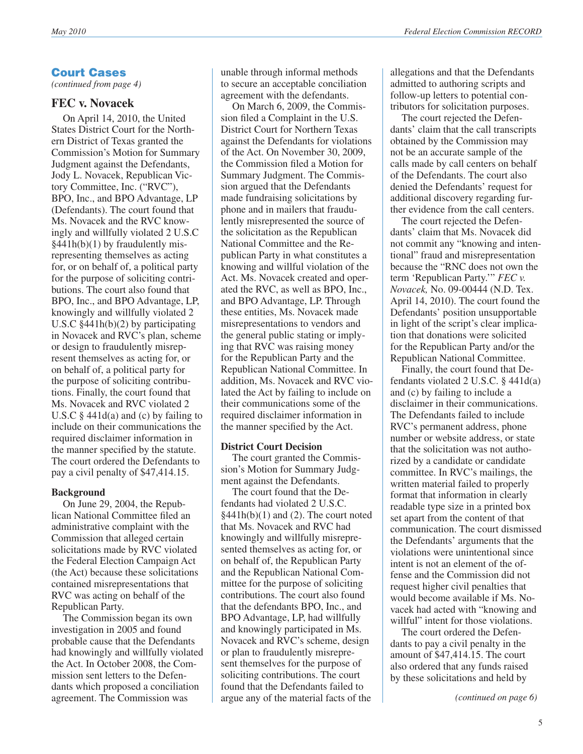## Court Cases

*(continued from page 4)*

### FEC v. Novacek

On April 14, 2010, the United States District Court for the Northern District of Texas granted the Commission's Motion for Summary Judgment against the Defendants, Jody L. Novacek, Republican Victory Committee, Inc. ("RVC"), BPO, Inc., and BPO Advantage, LP (Defendants). The court found that Ms. Novacek and the RVC knowingly and willfully violated 2 U.S.C §441h(b)(1) by fraudulently misrepresenting themselves as acting for, or on behalf of, a political party for the purpose of soliciting contributions. The court also found that BPO, Inc., and BPO Advantage, LP, knowingly and willfully violated 2 U.S.C §441h(b)(2) by participating in Novacek and RVC's plan, scheme or design to fraudulently misrepresent themselves as acting for, or on behalf of, a political party for the purpose of soliciting contributions. Finally, the court found that Ms. Novacek and RVC violated 2 U.S.C § 441d(a) and (c) by failing to include on their communications the required disclaimer information in the manner specified by the statute. The court ordered the Defendants to pay a civil penalty of $47,414.15.

**Background**

On June 29, 2004, the Republican National Committee filed an administrative complaint with the Commission that alleged certain solicitations made by RVC violated the Federal Election Campaign Act (the Act) because these solicitations contained misrepresentations that RVC was acting on behalf of the Republican Party.

The Commission began its own investigation in 2005 and found probable cause that the Defendants had knowingly and willfully violated the Act. In October 2008, the Commission sent letters to the Defendants which proposed a conciliation agreement. The Commission was unable through informal methods to secure an acceptable conciliation agreement with the defendants.

On March 6, 2009, the Commission filed a Complaint in the U.S. District Court for Northern Texas against the Defendants for violations of the Act. On November 30, 2009, the Commission filed a Motion for Summary Judgment. The Commission argued that the Defendants made fundraising solicitations by phone and in mailers that fraudulently misrepresented the source of the solicitation as the Republican National Committee and the Republican Party in what constitutes a knowing and willful violation of the Act. Ms. Novacek created and operated the RVC, as well as BPO, Inc., and BPO Advantage, LP. Through these entities, Ms. Novacek made misrepresentations to vendors and the general public stating or implying that RVC was raising money for the Republican Party and the Republican National Committee. In addition, Ms. Novacek and RVC violated the Act by failing to include on their communications some of the required disclaimer information in the manner specified by the Act.

**District Court Decision**

The court granted the Commission's Motion for Summary Judgment against the Defendants.

The court found that the Defendants had violated 2 U.S.C. §441h(b)(1) and (2). The court noted that Ms. Novacek and RVC had knowingly and willfully misrepresented themselves as acting for, or on behalf of, the Republican Party and the Republican National Committee for the purpose of soliciting contributions. The court also found that the defendants BPO, Inc., and BPO Advantage, LP, had willfully and knowingly participated in Ms. Novacek and RVC's scheme, design or plan to fraudulently misrepresent themselves for the purpose of soliciting contributions. The court found that the Defendants failed to argue any of the material facts of the allegations and that the Defendants admitted to authoring scripts and follow-up letters to potential contributors for solicitation purposes.

The court rejected the Defendants' claim that the call transcripts obtained by the Commission may not be an accurate sample of the calls made by call centers on behalf of the Defendants. The court also denied the Defendants' request for additional discovery regarding further evidence from the call centers.

The court rejected the Defendants' claim that Ms. Novacek did not commit any "knowing and intentional" fraud and misrepresentation because the "RNC does not own the term 'Republican Party.'" *FEC v. Novacek,* No. 09-00444 (N.D. Tex. April 14, 2010). The court found the Defendants' position unsupportable in light of the script's clear implication that donations were solicited for the Republican Party and/or the Republican National Committee.

Finally, the court found that Defendants violated 2 U.S.C. § 441d(a) and (c) by failing to include a disclaimer in their communications. The Defendants failed to include RVC's permanent address, phone number or website address, or state that the solicitation was not authorized by a candidate or candidate committee. In RVC's mailings, the written material failed to properly format that information in clearly readable type size in a printed box set apart from the content of that communication. The court dismissed the Defendants' arguments that the violations were unintentional since intent is not an element of the offense and the Commission did not request higher civil penalties that would become available if Ms. Novacek had acted with "knowing and willful" intent for those violations.

The court ordered the Defendants to pay a civil penalty in the amount of $47,414.15. The court also ordered that any funds raised by these solicitations and held by

*(continued on page 6)*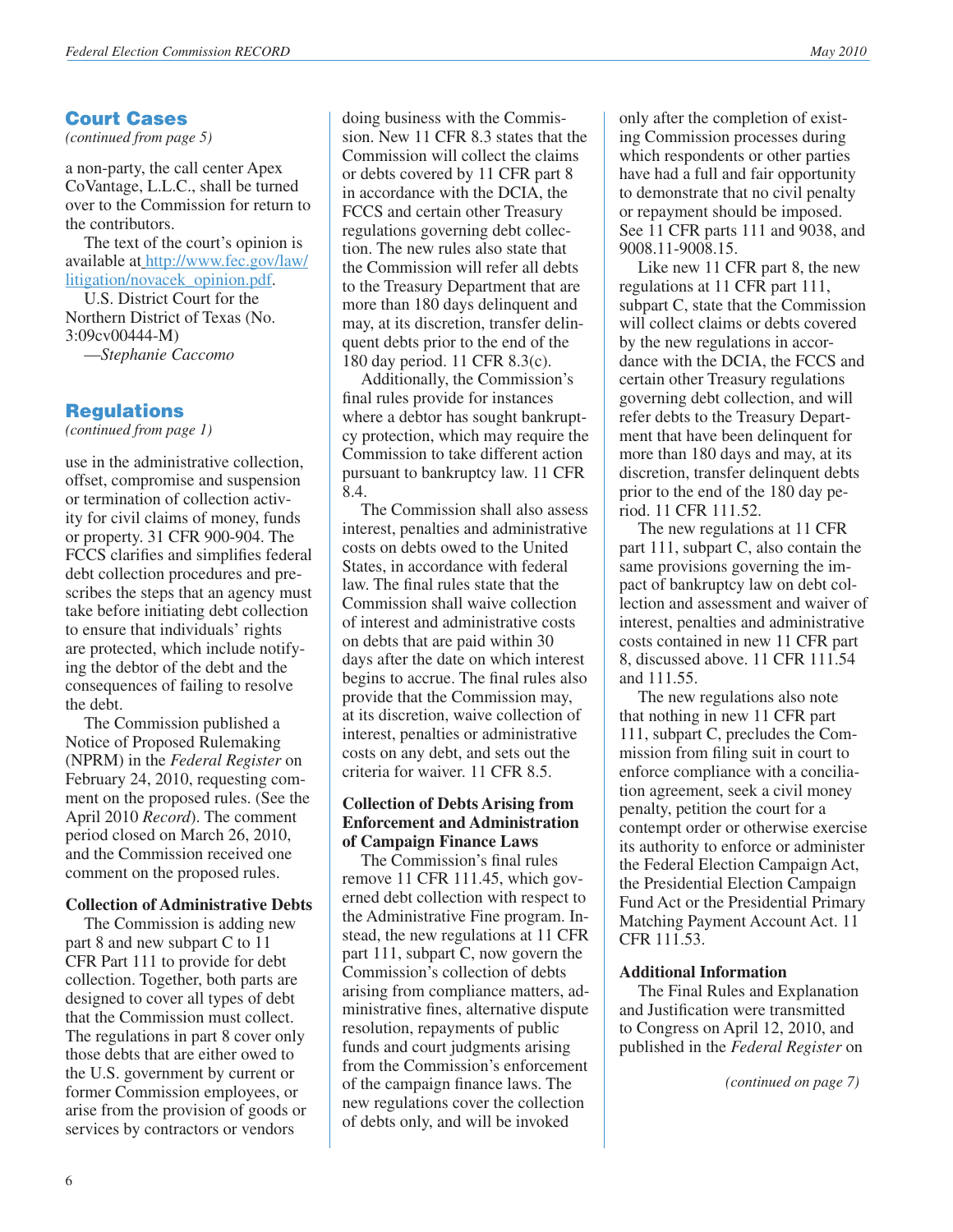## Court Cases

*(continued from page 5)*

a non-party, the call center Apex CoVantage, L.L.C., shall be turned over to the Commission for return to the contributors.

The text of the court's opinion is available at http://www.fec.gov/law/litigation/novacek_opinion.pdf.

U.S. District Court for the Northern District of Texas (No. 3:09cv00444-M)

—*Stephanie Caccomo*

## Regulations

*(continued from page 1)*

use in the administrative collection, offset, compromise and suspension or termination of collection activity for civil claims of money, funds or property. 31 CFR 900-904. The FCCS clarifies and simplifies federal debt collection procedures and prescribes the steps that an agency must take before initiating debt collection to ensure that individuals' rights are protected, which include notifying the debtor of the debt and the consequences of failing to resolve the debt.

The Commission published a Notice of Proposed Rulemaking (NPRM) in the *Federal Register* on February 24, 2010, requesting comment on the proposed rules. (See the April 2010 *Record*). The comment period closed on March 26, 2010, and the Commission received one comment on the proposed rules.

### Collection of Administrative Debts

The Commission is adding new part 8 and new subpart C to 11 CFR Part 111 to provide for debt collection. Together, both parts are designed to cover all types of debt that the Commission must collect. The regulations in part 8 cover only those debts that are either owed to the U.S. government by current or former Commission employees, or arise from the provision of goods or services by contractors or vendors doing business with the Commission. New 11 CFR 8.3 states that the Commission will collect the claims or debts covered by 11 CFR part 8 in accordance with the DCIA, the FCCS and certain other Treasury regulations governing debt collection. The new rules also state that the Commission will refer all debts to the Treasury Department that are more than 180 days delinquent and may, at its discretion, transfer delinquent debts prior to the end of the 180 day period. 11 CFR 8.3(c).

Additionally, the Commission's final rules provide for instances where a debtor has sought bankruptcy protection, which may require the Commission to take different action pursuant to bankruptcy law. 11 CFR 8.4.

The Commission shall also assess interest, penalties and administrative costs on debts owed to the United States, in accordance with federal law. The final rules state that the Commission shall waive collection of interest and administrative costs on debts that are paid within 30 days after the date on which interest begins to accrue. The final rules also provide that the Commission may, at its discretion, waive collection of interest, penalties or administrative costs on any debt, and sets out the criteria for waiver. 11 CFR 8.5.

### Collection of Debts Arising from Enforcement and Administration of Campaign Finance Laws

The Commission's final rules remove 11 CFR 111.45, which governed debt collection with respect to the Administrative Fine program. Instead, the new regulations at 11 CFR part 111, subpart C, now govern the Commission's collection of debts arising from compliance matters, administrative fines, alternative dispute resolution, repayments of public funds and court judgments arising from the Commission's enforcement of the campaign finance laws. The new regulations cover the collection of debts only, and will be invoked only after the completion of existing Commission processes during which respondents or other parties have had a full and fair opportunity to demonstrate that no civil penalty or repayment should be imposed. See 11 CFR parts 111 and 9038, and 9008.11-9008.15.

Like new 11 CFR part 8, the new regulations at 11 CFR part 111, subpart C, state that the Commission will collect claims or debts covered by the new regulations in accordance with the DCIA, the FCCS and certain other Treasury regulations governing debt collection, and will refer debts to the Treasury Department that have been delinquent for more than 180 days and may, at its discretion, transfer delinquent debts prior to the end of the 180 day period. 11 CFR 111.52.

The new regulations at 11 CFR part 111, subpart C, also contain the same provisions governing the impact of bankruptcy law on debt collection and assessment and waiver of interest, penalties and administrative costs contained in new 11 CFR part 8, discussed above. 11 CFR 111.54 and 111.55.

The new regulations also note that nothing in new 11 CFR part 111, subpart C, precludes the Commission from filing suit in court to enforce compliance with a conciliation agreement, seek a civil money penalty, petition the court for a contempt order or otherwise exercise its authority to enforce or administer the Federal Election Campaign Act, the Presidential Election Campaign Fund Act or the Presidential Primary Matching Payment Account Act. 11 CFR 111.53.

### Additional Information

The Final Rules and Explanation and Justification were transmitted to Congress on April 12, 2010, and published in the *Federal Register* on

*(continued on page 7)*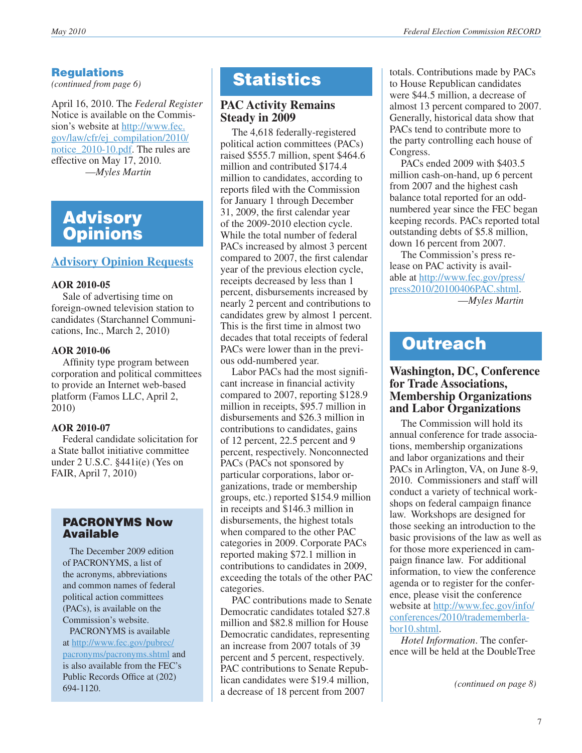## Regulations

*(continued from page 6)*

April 16, 2010. The *Federal Register* Notice is available on the Commission's website at http://www.fec.gov/law/cfr/ej_compilation/2010/notice_2010-10.pdf. The rules are effective on May 17, 2010.

*—Myles Martin*

# Advisory Opinions

## Advisory Opinion Requests

**AOR 2010-05**

Sale of advertising time on foreign-owned television station to candidates (Starchannel Communications, Inc., March 2, 2010)

**AOR 2010-06**

Affinity type program between corporation and political committees to provide an Internet web-based platform (Famos LLC, April 2, 2010)

**AOR 2010-07**

Federal candidate solicitation for a State ballot initiative committee under 2 U.S.C. §441i(e) (Yes on FAIR, April 7, 2010)

### PACRONYMS Now Available

The December 2009 edition of PACRONYMS, a list of the acronyms, abbreviations and common names of federal political action committees (PACs), is available on the Commission's website.

PACRONYMS is available at http://www.fec.gov/pubrec/pacronyms/pacronyms.shtml and is also available from the FEC's Public Records Office at (202) 694-1120.

# Statistics

## PAC Activity Remains Steady in 2009

The 4,618 federally-registered political action committees (PACs) raised $555.7 million, spent $464.6 million and contributed $174.4 million to candidates, according to reports filed with the Commission for January 1 through December 31, 2009, the first calendar year of the 2009-2010 election cycle. While the total number of federal PACs increased by almost 3 percent compared to 2007, the first calendar year of the previous election cycle, receipts decreased by less than 1 percent, disbursements increased by nearly 2 percent and contributions to candidates grew by almost 1 percent. This is the first time in almost two decades that total receipts of federal PACs were lower than in the previous odd-numbered year.

Labor PACs had the most significant increase in financial activity compared to 2007, reporting $128.9 million in receipts, $95.7 million in disbursements and $26.3 million in contributions to candidates, gains of 12 percent, 22.5 percent and 9 percent, respectively. Nonconnected PACs (PACs not sponsored by particular corporations, labor organizations, trade or membership groups, etc.) reported $154.9 million in receipts and $146.3 million in disbursements, the highest totals when compared to the other PAC categories in 2009. Corporate PACs reported making $72.1 million in contributions to candidates in 2009, exceeding the totals of the other PAC categories.

PAC contributions made to Senate Democratic candidates totaled $27.8 million and $82.8 million for House Democratic candidates, representing an increase from 2007 totals of 39 percent and 5 percent, respectively. PAC contributions to Senate Republican candidates were $19.4 million, a decrease of 18 percent from 2007 totals. Contributions made by PACs to House Republican candidates were $44.5 million, a decrease of almost 13 percent compared to 2007. Generally, historical data show that PACs tend to contribute more to the party controlling each house of Congress.

PACs ended 2009 with $403.5 million cash-on-hand, up 6 percent from 2007 and the highest cash balance total reported for an odd-numbered year since the FEC began keeping records. PACs reported total outstanding debts of $5.8 million, down 16 percent from 2007.

The Commission's press release on PAC activity is available at http://www.fec.gov/press/press2010/20100406PAC.shtml.

*—Myles Martin*

# Outreach

## Washington, DC, Conference for Trade Associations, Membership Organizations and Labor Organizations

The Commission will hold its annual conference for trade associations, membership organizations and labor organizations and their PACs in Arlington, VA, on June 8-9, 2010. Commissioners and staff will conduct a variety of technical workshops on federal campaign finance law. Workshops are designed for those seeking an introduction to the basic provisions of the law as well as for those more experienced in campaign finance law. For additional information, to view the conference agenda or to register for the conference, please visit the conference website at http://www.fec.gov/info/conferences/2010/tradememberlabor10.shtml.

*Hotel Information*. The conference will be held at the DoubleTree

*(continued on page 8)*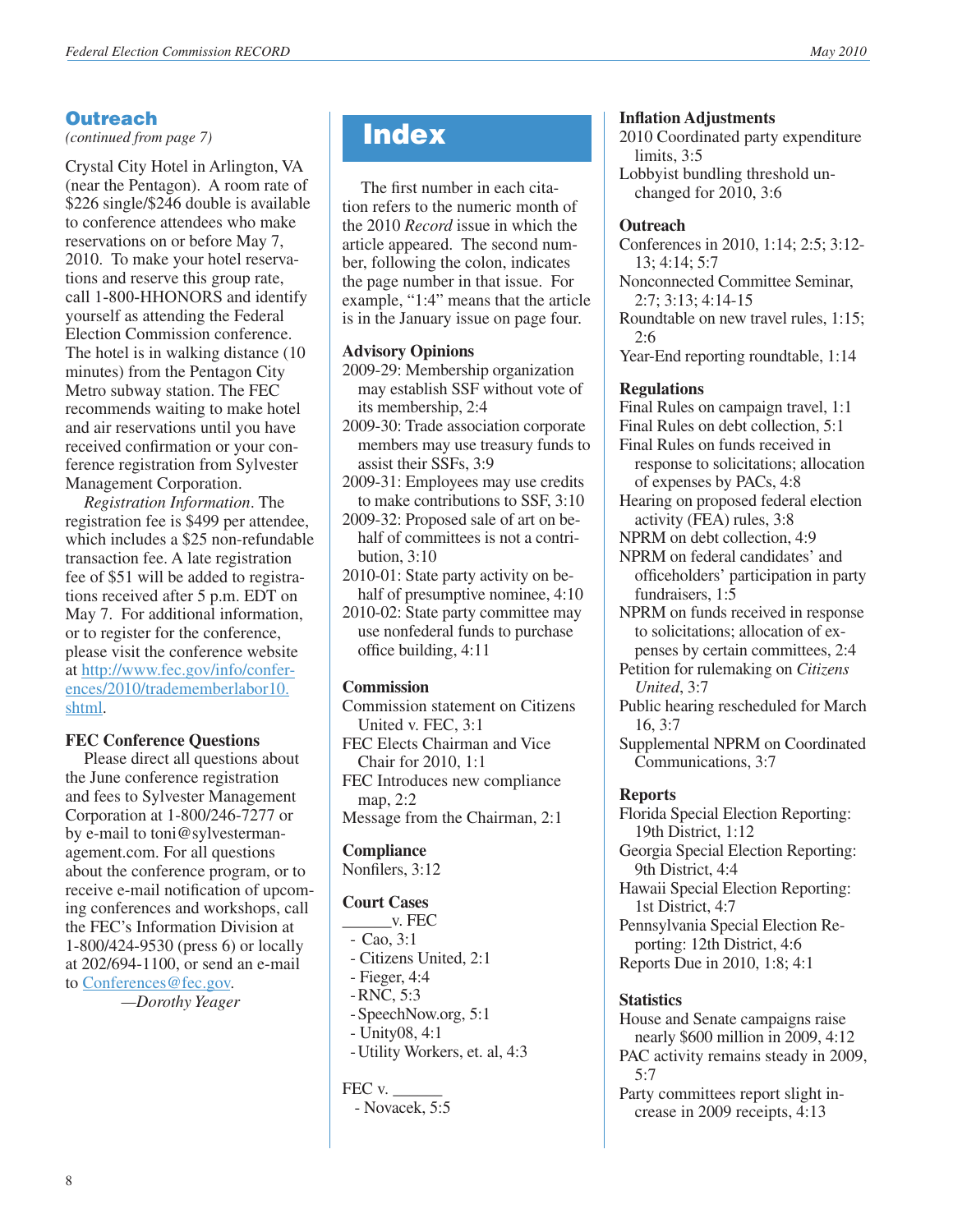## Outreach

*(continued from page 7)*

Crystal City Hotel in Arlington, VA (near the Pentagon). A room rate of $226 single/$246 double is available to conference attendees who make reservations on or before May 7, 2010. To make your hotel reservations and reserve this group rate, call 1-800-HHONORS and identify yourself as attending the Federal Election Commission conference. The hotel is in walking distance (10 minutes) from the Pentagon City Metro subway station. The FEC recommends waiting to make hotel and air reservations until you have received confirmation or your conference registration from Sylvester Management Corporation.

*Registration Information*. The registration fee is $499 per attendee, which includes a $25 non-refundable transaction fee. A late registration fee of $51 will be added to registrations received after 5 p.m. EDT on May 7. For additional information, or to register for the conference, please visit the conference website at http://www.fec.gov/info/conferences/2010/tradememberlabor10.shtml.

### FEC Conference Questions

Please direct all questions about the June conference registration and fees to Sylvester Management Corporation at 1-800/246-7277 or by e-mail to toni@sylvestermanagement.com. For all questions about the conference program, or to receive e-mail notification of upcoming conferences and workshops, call the FEC's Information Division at 1-800/424-9530 (press 6) or locally at 202/694-1100, or send an e-mail to Conferences@fec.gov.

—*Dorothy Yeager*

# Index

The first number in each citation refers to the numeric month of the 2010 *Record* issue in which the article appeared. The second number, following the colon, indicates the page number in that issue. For example, "1:4" means that the article is in the January issue on page four.

**Advisory Opinions**
- 2009-29: Membership organization may establish SSF without vote of its membership, 2:4
- 2009-30: Trade association corporate members may use treasury funds to assist their SSFs, 3:9
- 2009-31: Employees may use credits to make contributions to SSF, 3:10
- 2009-32: Proposed sale of art on behalf of committees is not a contribution, 3:10
- 2010-01: State party activity on behalf of presumptive nominee, 4:10
- 2010-02: State party committee may use nonfederal funds to purchase office building, 4:11

**Commission**
- Commission statement on Citizens United v. FEC, 3:1
- FEC Elects Chairman and Vice Chair for 2010, 1:1
- FEC Introduces new compliance map, 2:2
- Message from the Chairman, 2:1

**Compliance**
- Nonfilers, 3:12

**Court Cases**

______v. FEC
- Cao, 3:1
- Citizens United, 2:1
- Fieger, 4:4
- RNC, 5:3
- SpeechNow.org, 5:1
- Unity08, 4:1
- Utility Workers, et. al, 4:3

FEC v. ______
- Novacek, 5:5

**Inflation Adjustments**
- 2010 Coordinated party expenditure limits, 3:5
- Lobbyist bundling threshold unchanged for 2010, 3:6

**Outreach**
- Conferences in 2010, 1:14; 2:5; 3:12-13; 4:14; 5:7
- Nonconnected Committee Seminar, 2:7; 3:13; 4:14-15
- Roundtable on new travel rules, 1:15; 2:6
- Year-End reporting roundtable, 1:14

**Regulations**
- Final Rules on campaign travel, 1:1
- Final Rules on debt collection, 5:1
- Final Rules on funds received in response to solicitations; allocation of expenses by PACs, 4:8
- Hearing on proposed federal election activity (FEA) rules, 3:8
- NPRM on debt collection, 4:9
- NPRM on federal candidates' and officeholders' participation in party fundraisers, 1:5
- NPRM on funds received in response to solicitations; allocation of expenses by certain committees, 2:4
- Petition for rulemaking on *Citizens United*, 3:7
- Public hearing rescheduled for March 16, 3:7
- Supplemental NPRM on Coordinated Communications, 3:7

**Reports**
- Florida Special Election Reporting: 19th District, 1:12
- Georgia Special Election Reporting: 9th District, 4:4
- Hawaii Special Election Reporting: 1st District, 4:7
- Pennsylvania Special Election Reporting: 12th District, 4:6
- Reports Due in 2010, 1:8; 4:1

**Statistics**
- House and Senate campaigns raise nearly $600 million in 2009, 4:12
- PAC activity remains steady in 2009, 5:7
- Party committees report slight increase in 2009 receipts, 4:13